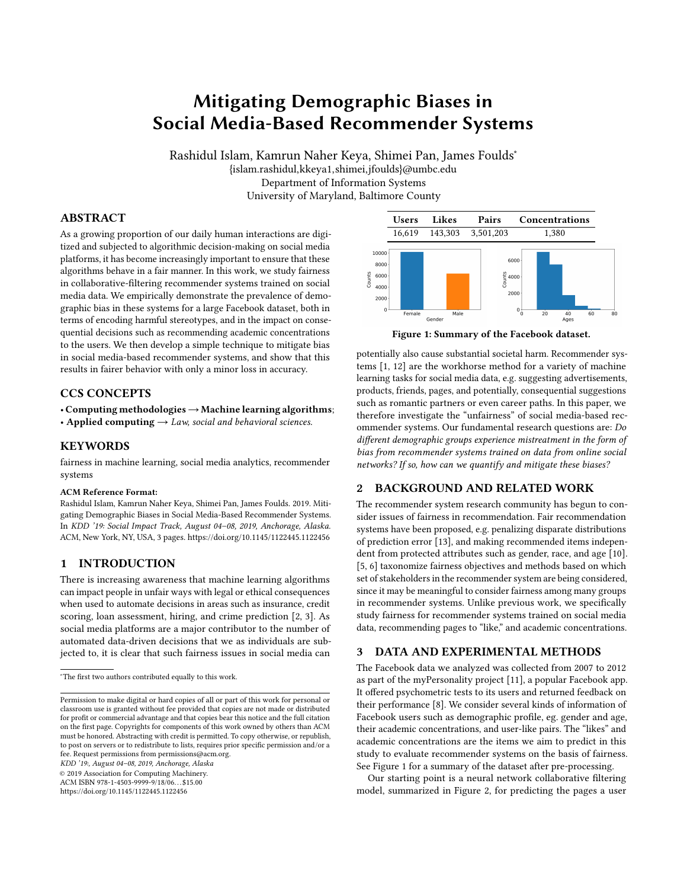# Mitigating Demographic Biases in Social Media-Based Recommender Systems

Rashidul Islam, Kamrun Naher Keya, Shimei Pan, James Foulds*

{islam.rashidul,kkeya1,shimei,jfoulds}@umbc.edu

Department of Information Systems

University of Maryland, Baltimore County

## ABSTRACT

As a growing proportion of our daily human interactions are digitized and subjected to algorithmic decision-making on social media platforms, it has become increasingly important to ensure that these algorithms behave in a fair manner. In this work, we study fairness in collaborative-filtering recommender systems trained on social media data. We empirically demonstrate the prevalence of demographic bias in these systems for a large Facebook dataset, both in terms of encoding harmful stereotypes, and in the impact on consequential decisions such as recommending academic concentrations to the users. We then develop a simple technique to mitigate bias in social media-based recommender systems, and show that this results in fairer behavior with only a minor loss in accuracy.

## CCS CONCEPTS

• **Computing methodologies → Machine learning algorithms**; • **Applied computing →** *Law, social and behavioral sciences.*

## KEYWORDS

fairness in machine learning, social media analytics, recommender systems

**ACM Reference Format:**

Rashidul Islam, Kamrun Naher Keya, Shimei Pan, James Foulds. 2019. Mitigating Demographic Biases in Social Media-Based Recommender Systems. In *KDD '19: Social Impact Track, August 04–08, 2019, Anchorage, Alaska.* ACM, New York, NY, USA, 3 pages. https://doi.org/10.1145/1122445.1122456

## 1 INTRODUCTION

There is increasing awareness that machine learning algorithms can impact people in unfair ways with legal or ethical consequences when used to automate decisions in areas such as insurance, credit scoring, loan assessment, hiring, and crime prediction [2, 3]. As social media platforms are a major contributor to the number of automated data-driven decisions that we as individuals are subjected to, it is clear that such fairness issues in social media can potentially also cause substantial societal harm. Recommender systems [1, 12] are the workhorse method for a variety of machine learning tasks for social media data, e.g. suggesting advertisements, products, friends, pages, and potentially, consequential suggestions such as romantic partners or even career paths. In this paper, we therefore investigate the "unfairness" of social media-based recommender systems. Our fundamental research questions are: *Do different demographic groups experience mistreatment in the form of bias from recommender systems trained on data from online social networks? If so, how can we quantify and mitigate these biases?*

| Users | Likes | Pairs | Concentrations |
|---|---|---|---|
| 16,619 | 143,303 | 3,501,203 | 1,380 |

**Figure 1: Summary of the Facebook dataset.**

## 2 BACKGROUND AND RELATED WORK

The recommender system research community has begun to consider issues of fairness in recommendation. Fair recommendation systems have been proposed, e.g. penalizing disparate distributions of prediction error [13], and making recommended items independent from protected attributes such as gender, race, and age [10]. [5, 6] taxonomize fairness objectives and methods based on which set of stakeholders in the recommender system are being considered, since it may be meaningful to consider fairness among many groups in recommender systems. Unlike previous work, we specifically study fairness for recommender systems trained on social media data, recommending pages to "like," and academic concentrations.

## 3 DATA AND EXPERIMENTAL METHODS

The Facebook data we analyzed was collected from 2007 to 2012 as part of the myPersonality project [11], a popular Facebook app. It offered psychometric tests to its users and returned feedback on their performance [8]. We consider several kinds of information of Facebook users such as demographic profile, eg. gender and age, their academic concentrations, and user-like pairs. The "likes" and academic concentrations are the items we aim to predict in this study to evaluate recommender systems on the basis of fairness. See Figure 1 for a summary of the dataset after pre-processing.

Our starting point is a neural network collaborative filtering model, summarized in Figure 2, for predicting the pages a user

---

*The first two authors contributed equally to this work.

Permission to make digital or hard copies of all or part of this work for personal or classroom use is granted without fee provided that copies are not made or distributed for profit or commercial advantage and that copies bear this notice and the full citation on the first page. Copyrights for components of this work owned by others than ACM must be honored. Abstracting with credit is permitted. To copy otherwise, or republish, to post on servers or to redistribute to lists, requires prior specific permission and/or a fee. Request permissions from permissions@acm.org.

*KDD '19:, August 04–08, 2019, Anchorage, Alaska*

© 2019 Association for Computing Machinery.

ACM ISBN 978-1-4503-9999-9/18/06…$15.00

https://doi.org/10.1145/1122445.1122456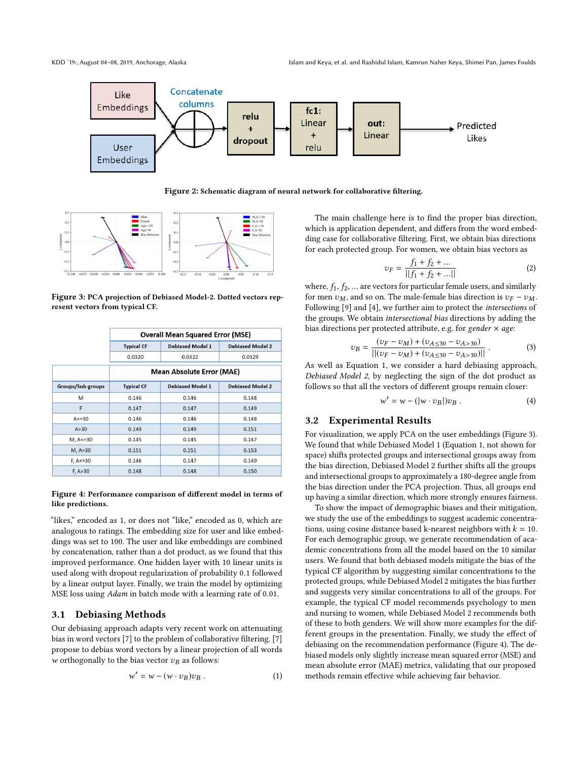Figure 2: Schematic diagram of neural network for collaborative filtering.

Figure 3: PCA projection of Debiased Model-2. Dotted vectors represent vectors from typical CF.

| | Overall Mean Squared Error (MSE) | | |
|---|---|---|---|
| | Typical CF | Debiased Model 1 | Debiased Model 2 |
| | 0.0320 | 0.0322 | 0.0329 |
| | **Mean Absolute Error (MAE)** | | |
| Groups/Sub-groups | Typical CF | Debiased Model 1 | Debiased Model 2 |
| M | 0.146 | 0.146 | 0.148 |
| F | 0.147 | 0.147 | 0.149 |
| A<=30 | 0.146 | 0.146 | 0.148 |
| A>30 | 0.149 | 0.149 | 0.151 |
| M, A<=30 | 0.145 | 0.145 | 0.147 |
| M, A>30 | 0.151 | 0.151 | 0.153 |
| F, A<=30 | 0.146 | 0.147 | 0.149 |
| F, A>30 | 0.148 | 0.148 | 0.150 |

Figure 4: Performance comparison of different model in terms of like predictions.

"likes," encoded as 1, or does not "like," encoded as 0, which are analogous to ratings. The embedding size for user and like embeddings was set to 100. The user and like embeddings are combined by concatenation, rather than a dot product, as we found that this improved performance. One hidden layer with 10 linear units is used along with dropout regularization of probability 0.1 followed by a linear output layer. Finally, we train the model by optimizing MSE loss using *Adam* in batch mode with a learning rate of 0.01.

## 3.1 Debiasing Methods

Our debiasing approach adapts very recent work on attenuating bias in word vectors [7] to the problem of collaborative filtering. [7] propose to debias word vectors by a linear projection of all words $w$ orthogonally to the bias vector $v_B$ as follows:

$$w' = w - (w \cdot v_B)v_B \ . \tag{1}$$

The main challenge here is to find the proper bias direction, which is application dependent, and differs from the word embedding case for collaborative filtering. First, we obtain bias directions for each protected group. For women, we obtain bias vectors as

$$v_F = \frac{f_1 + f_2 + \dots}{||f_1 + f_2 + \dots||} \tag{2}$$

where, $f_1, f_2, \dots$ are vectors for particular female users, and similarly for men $v_M$, and so on. The male-female bias direction is $v_F - v_M$. Following [9] and [4], we further aim to protect the *intersections* of the groups. We obtain *intersectional bias* directions by adding the bias directions per protected attribute, e.g. for *gender* × *age*:

$$v_B = \frac{(v_F - v_M) + (v_{A\le30} - v_{A>30})}{||(v_F - v_M) + (v_{A\le30} - v_{A>30})||} \ . \tag{3}$$

As well as Equation 1, we consider a hard debiasing approach, *Debiased Model 2*, by neglecting the sign of the dot product as follows so that all the vectors of different groups remain closer:

$$w' = w - (|w \cdot v_B|)v_B \ . \tag{4}$$

## 3.2 Experimental Results

For visualization, we apply PCA on the user embeddings (Figure 3). We found that while Debiased Model 1 (Equation 1, not shown for space) shifts protected groups and intersectional groups away from the bias direction, Debiased Model 2 further shifts all the groups and intersectional groups to approximately a 180-degree angle from the bias direction under the PCA projection. Thus, all groups end up having a similar direction, which more strongly ensures fairness.

To show the impact of demographic biases and their mitigation, we study the use of the embeddings to suggest academic concentrations, using cosine distance based k-nearest neighbors with $k = 10$. For each demographic group, we generate recommendation of academic concentrations from all the model based on the 10 similar users. We found that both debiased models mitigate the bias of the typical CF algorithm by suggesting similar concentrations to the protected groups, while Debiased Model 2 mitigates the bias further and suggests very similar concentrations to all of the groups. For example, the typical CF model recommends psychology to men and nursing to women, while Debiased Model 2 recommends both of these to both genders. We will show more examples for the different groups in the presentation. Finally, we study the effect of debiasing on the recommendation performance (Figure 4). The debiased models only slightly increase mean squared error (MSE) and mean absolute error (MAE) metrics, validating that our proposed methods remain effective while achieving fair behavior.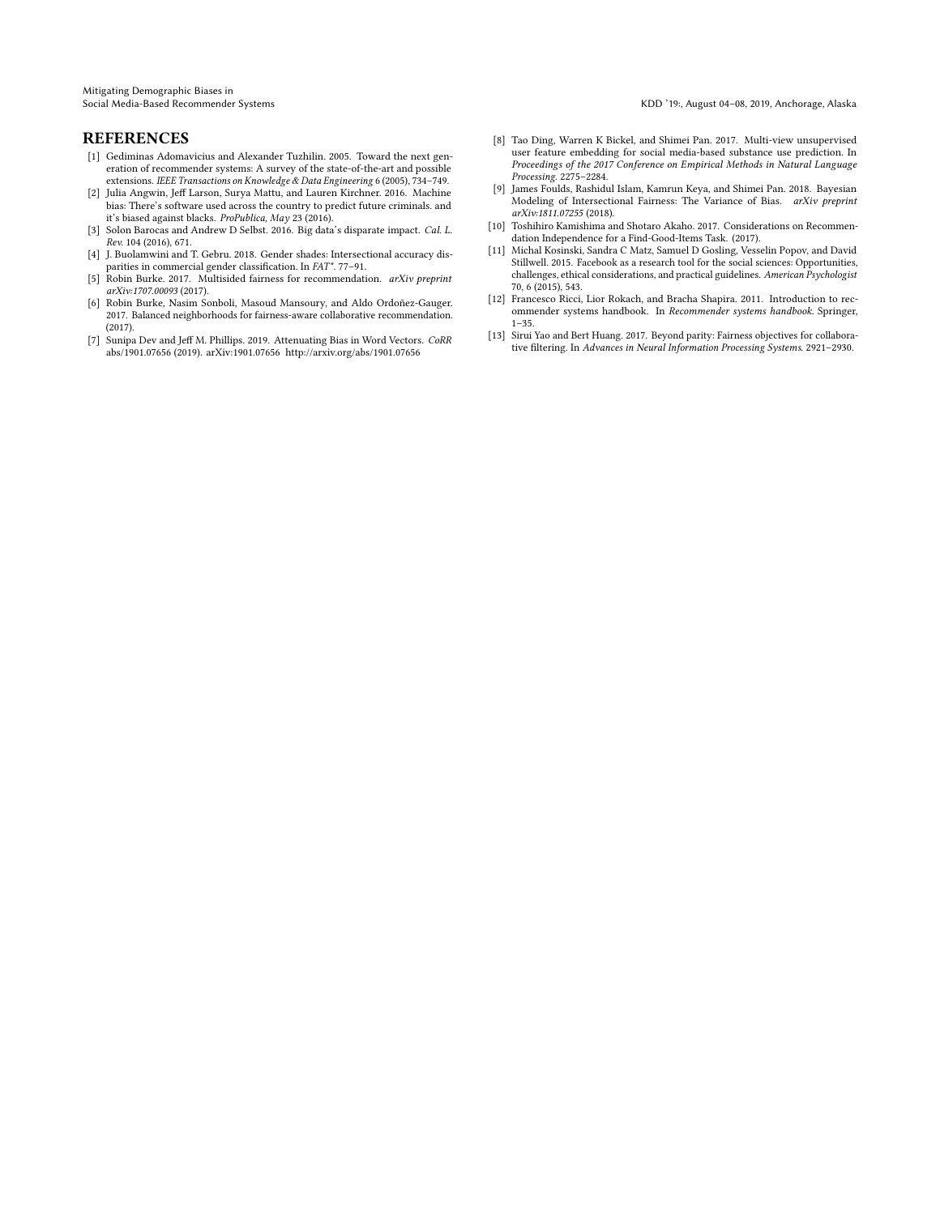## REFERENCES

[1] Gediminas Adomavicius and Alexander Tuzhilin. 2005. Toward the next generation of recommender systems: A survey of the state-of-the-art and possible extensions. *IEEE Transactions on Knowledge & Data Engineering* 6 (2005), 734–749.

[2] Julia Angwin, Jeff Larson, Surya Mattu, and Lauren Kirchner. 2016. Machine bias: There's software used across the country to predict future criminals. and it's biased against blacks. *ProPublica, May* 23 (2016).

[3] Solon Barocas and Andrew D Selbst. 2016. Big data's disparate impact. *Cal. L. Rev.* 104 (2016), 671.

[4] J. Buolamwini and T. Gebru. 2018. Gender shades: Intersectional accuracy disparities in commercial gender classification. In *FAT\**. 77–91.

[5] Robin Burke. 2017. Multisided fairness for recommendation. *arXiv preprint arXiv:1707.00093* (2017).

[6] Robin Burke, Nasim Sonboli, Masoud Mansoury, and Aldo Ordoñez-Gauger. 2017. Balanced neighborhoods for fairness-aware collaborative recommendation. (2017).

[7] Sunipa Dev and Jeff M. Phillips. 2019. Attenuating Bias in Word Vectors. *CoRR* abs/1901.07656 (2019). arXiv:1901.07656 http://arxiv.org/abs/1901.07656

[8] Tao Ding, Warren K Bickel, and Shimei Pan. 2017. Multi-view unsupervised user feature embedding for social media-based substance use prediction. In *Proceedings of the 2017 Conference on Empirical Methods in Natural Language Processing*. 2275–2284.

[9] James Foulds, Rashidul Islam, Kamrun Keya, and Shimei Pan. 2018. Bayesian Modeling of Intersectional Fairness: The Variance of Bias. *arXiv preprint arXiv:1811.07255* (2018).

[10] Toshihiro Kamishima and Shotaro Akaho. 2017. Considerations on Recommendation Independence for a Find-Good-Items Task. (2017).

[11] Michal Kosinski, Sandra C Matz, Samuel D Gosling, Vesselin Popov, and David Stillwell. 2015. Facebook as a research tool for the social sciences: Opportunities, challenges, ethical considerations, and practical guidelines. *American Psychologist* 70, 6 (2015), 543.

[12] Francesco Ricci, Lior Rokach, and Bracha Shapira. 2011. Introduction to recommender systems handbook. In *Recommender systems handbook*. Springer, 1–35.

[13] Sirui Yao and Bert Huang. 2017. Beyond parity: Fairness objectives for collaborative filtering. In *Advances in Neural Information Processing Systems*. 2921–2930.